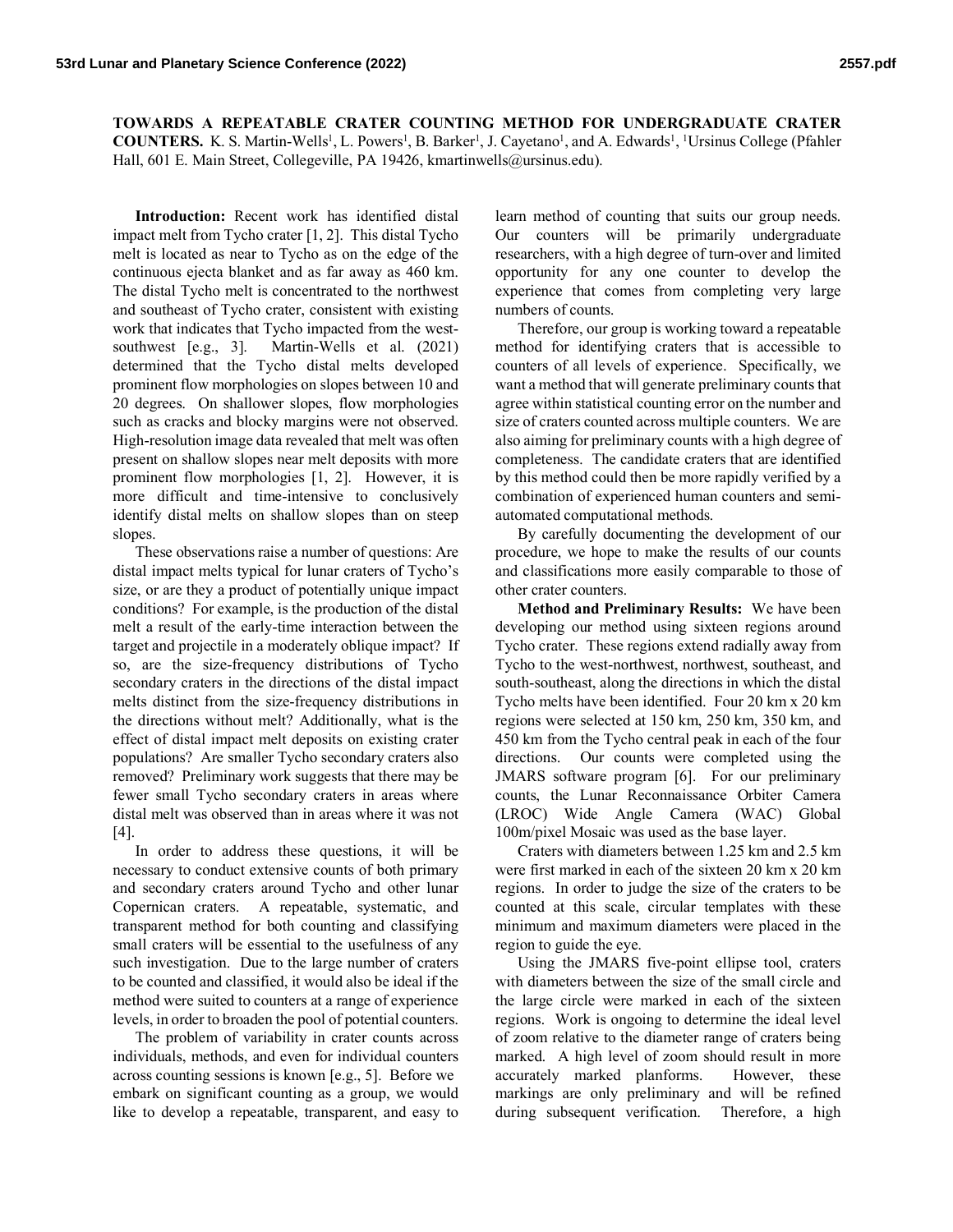# TOWARDS A REPEATABLE CRATER COUNTING METHOD FOR UNDERGRADUATE CRATER COUNTERS.

K. S. Martin-Wells[1], L. Powers[1], B. Barker[1], J. Cayetano[1], and A. Edwards[1], [1]Ursinus College (Pfahler Hall, 601 E. Main Street, Collegeville, PA 19426, kmartinwells@ursinus.edu).

**Introduction:** Recent work has identified distal impact melt from Tycho crater [1, 2]. This distal Tycho melt is located as near to Tycho as on the edge of the continuous ejecta blanket and as far away as 460 km. The distal Tycho melt is concentrated to the northwest and southeast of Tycho crater, consistent with existing work that indicates that Tycho impacted from the west-southwest [e.g., 3]. Martin-Wells et al. (2021) determined that the Tycho distal melts developed prominent flow morphologies on slopes between 10 and 20 degrees. On shallower slopes, flow morphologies such as cracks and blocky margins were not observed. High-resolution image data revealed that melt was often present on shallow slopes near melt deposits with more prominent flow morphologies [1, 2]. However, it is more difficult and time-intensive to conclusively identify distal melts on shallow slopes than on steep slopes.

These observations raise a number of questions: Are distal impact melts typical for lunar craters of Tycho's size, or are they a product of potentially unique impact conditions? For example, is the production of the distal melt a result of the early-time interaction between the target and projectile in a moderately oblique impact? If so, are the size-frequency distributions of Tycho secondary craters in the directions of the distal impact melts distinct from the size-frequency distributions in the directions without melt? Additionally, what is the effect of distal impact melt deposits on existing crater populations? Are smaller Tycho secondary craters also removed? Preliminary work suggests that there may be fewer small Tycho secondary craters in areas where distal melt was observed than in areas where it was not [4].

In order to address these questions, it will be necessary to conduct extensive counts of both primary and secondary craters around Tycho and other lunar Copernican craters. A repeatable, systematic, and transparent method for both counting and classifying small craters will be essential to the usefulness of any such investigation. Due to the large number of craters to be counted and classified, it would also be ideal if the method were suited to counters at a range of experience levels, in order to broaden the pool of potential counters.

The problem of variability in crater counts across individuals, methods, and even for individual counters across counting sessions is known [e.g., 5]. Before we embark on significant counting as a group, we would like to develop a repeatable, transparent, and easy to learn method of counting that suits our group needs. Our counters will be primarily undergraduate researchers, with a high degree of turn-over and limited opportunity for any one counter to develop the experience that comes from completing very large numbers of counts.

Therefore, our group is working toward a repeatable method for identifying craters that is accessible to counters of all levels of experience. Specifically, we want a method that will generate preliminary counts that agree within statistical counting error on the number and size of craters counted across multiple counters. We are also aiming for preliminary counts with a high degree of completeness. The candidate craters that are identified by this method could then be more rapidly verified by a combination of experienced human counters and semi-automated computational methods.

By carefully documenting the development of our procedure, we hope to make the results of our counts and classifications more easily comparable to those of other crater counters.

**Method and Preliminary Results:** We have been developing our method using sixteen regions around Tycho crater. These regions extend radially away from Tycho to the west-northwest, northwest, southeast, and south-southeast, along the directions in which the distal Tycho melts have been identified. Four 20 km x 20 km regions were selected at 150 km, 250 km, 350 km, and 450 km from the Tycho central peak in each of the four directions. Our counts were completed using the JMARS software program [6]. For our preliminary counts, the Lunar Reconnaissance Orbiter Camera (LROC) Wide Angle Camera (WAC) Global 100m/pixel Mosaic was used as the base layer.

Craters with diameters between 1.25 km and 2.5 km were first marked in each of the sixteen 20 km x 20 km regions. In order to judge the size of the craters to be counted at this scale, circular templates with these minimum and maximum diameters were placed in the region to guide the eye.

Using the JMARS five-point ellipse tool, craters with diameters between the size of the small circle and the large circle were marked in each of the sixteen regions. Work is ongoing to determine the ideal level of zoom relative to the diameter range of craters being marked. A high level of zoom should result in more accurately marked planforms. However, these markings are only preliminary and will be refined during subsequent verification. Therefore, a high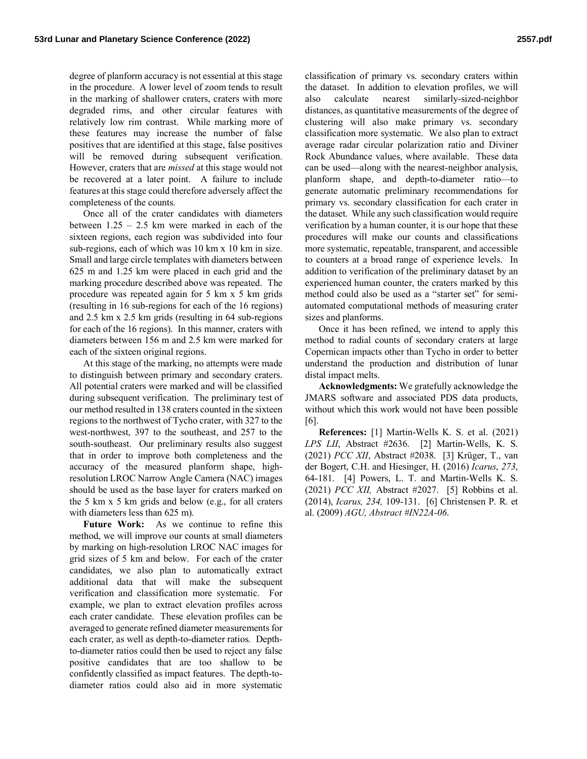degree of planform accuracy is not essential at this stage in the procedure. A lower level of zoom tends to result in the marking of shallower craters, craters with more degraded rims, and other circular features with relatively low rim contrast. While marking more of these features may increase the number of false positives that are identified at this stage, false positives will be removed during subsequent verification. However, craters that are *missed* at this stage would not be recovered at a later point. A failure to include features at this stage could therefore adversely affect the completeness of the counts.

Once all of the crater candidates with diameters between 1.25 – 2.5 km were marked in each of the sixteen regions, each region was subdivided into four sub-regions, each of which was 10 km x 10 km in size. Small and large circle templates with diameters between 625 m and 1.25 km were placed in each grid and the marking procedure described above was repeated. The procedure was repeated again for 5 km x 5 km grids (resulting in 16 sub-regions for each of the 16 regions) and 2.5 km x 2.5 km grids (resulting in 64 sub-regions for each of the 16 regions). In this manner, craters with diameters between 156 m and 2.5 km were marked for each of the sixteen original regions.

At this stage of the marking, no attempts were made to distinguish between primary and secondary craters. All potential craters were marked and will be classified during subsequent verification. The preliminary test of our method resulted in 138 craters counted in the sixteen regions to the northwest of Tycho crater, with 327 to the west-northwest, 397 to the southeast, and 257 to the south-southeast. Our preliminary results also suggest that in order to improve both completeness and the accuracy of the measured planform shape, high-resolution LROC Narrow Angle Camera (NAC) images should be used as the base layer for craters marked on the 5 km x 5 km grids and below (e.g., for all craters with diameters less than 625 m).

**Future Work:** As we continue to refine this method, we will improve our counts at small diameters by marking on high-resolution LROC NAC images for grid sizes of 5 km and below. For each of the crater candidates, we also plan to automatically extract additional data that will make the subsequent verification and classification more systematic. For example, we plan to extract elevation profiles across each crater candidate. These elevation profiles can be averaged to generate refined diameter measurements for each crater, as well as depth-to-diameter ratios. Depth-to-diameter ratios could then be used to reject any false positive candidates that are too shallow to be confidently classified as impact features. The depth-to-diameter ratios could also aid in more systematic classification of primary vs. secondary craters within the dataset. In addition to elevation profiles, we will also calculate nearest similarly-sized-neighbor distances, as quantitative measurements of the degree of clustering will also make primary vs. secondary classification more systematic. We also plan to extract average radar circular polarization ratio and Diviner Rock Abundance values, where available. These data can be used—along with the nearest-neighbor analysis, planform shape, and depth-to-diameter ratio—to generate automatic preliminary recommendations for primary vs. secondary classification for each crater in the dataset. While any such classification would require verification by a human counter, it is our hope that these procedures will make our counts and classifications more systematic, repeatable, transparent, and accessible to counters at a broad range of experience levels. In addition to verification of the preliminary dataset by an experienced human counter, the craters marked by this method could also be used as a "starter set" for semi-automated computational methods of measuring crater sizes and planforms.

Once it has been refined, we intend to apply this method to radial counts of secondary craters at large Copernican impacts other than Tycho in order to better understand the production and distribution of lunar distal impact melts.

**Acknowledgments:** We gratefully acknowledge the JMARS software and associated PDS data products, without which this work would not have been possible [6].

**References:** [1] Martin-Wells K. S. et al. (2021) *LPS LII*, Abstract #2636. [2] Martin-Wells, K. S. (2021) *PCC XII*, Abstract #2038. [3] Krüger, T., van der Bogert, C.H. and Hiesinger, H. (2016) *Icarus*, *273*, 64-181. [4] Powers, L. T. and Martin-Wells K. S. (2021) *PCC XII,* Abstract #2027. [5] Robbins et al. (2014), *Icarus, 234,* 109-131. [6] Christensen P. R. et al. (2009) *AGU, Abstract #IN22A-06*.